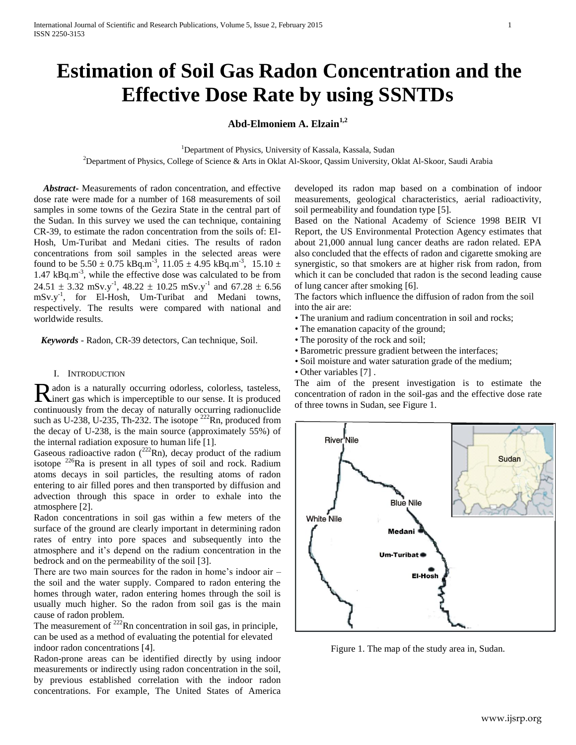# Estimation of Soil Gas Radon Concentration and the Effective Dose Rate by using SSNTDs

**Abd-Elmoniem A. Elzain[1,2]**

[1]Department of Physics, University of Kassala, Kassala, Sudan
[2]Department of Physics, College of Science & Arts in Oklat Al-Skoor, Qassim University, Oklat Al-Skoor, Saudi Arabia

***Abstract*-** Measurements of radon concentration, and effective dose rate were made for a number of 168 measurements of soil samples in some towns of the Gezira State in the central part of the Sudan. In this survey we used the can technique, containing CR-39, to estimate the radon concentration from the soils of: El-Hosh, Um-Turibat and Medani cities. The results of radon concentrations from soil samples in the selected areas were found to be $5.50 \pm 0.75$ kBq.m$^{-3}$, $11.05 \pm 4.95$ kBq.m$^{-3}$, $15.10 \pm 1.47$ kBq.m$^{-3}$, while the effective dose was calculated to be from $24.51 \pm 3.32$ mSv.y$^{-1}$, $48.22 \pm 10.25$ mSv.y$^{-1}$ and $67.28 \pm 6.56$ mSv.y$^{-1}$, for El-Hosh, Um-Turibat and Medani towns, respectively. The results were compared with national and worldwide results.

***Keywords*** - Radon, CR-39 detectors, Can technique, Soil.

## I. Introduction

Radon is a naturally occurring odorless, colorless, tasteless, inert gas which is imperceptible to our sense. It is produced continuously from the decay of naturally occurring radionuclide such as U-238, U-235, Th-232. The isotope $^{222}$Rn, produced from the decay of U-238, is the main source (approximately 55%) of the internal radiation exposure to human life [1].

Gaseous radioactive radon ($^{222}$Rn), decay product of the radium isotope $^{226}$Ra is present in all types of soil and rock. Radium atoms decays in soil particles, the resulting atoms of radon entering to air filled pores and then transported by diffusion and advection through this space in order to exhale into the atmosphere [2].

Radon concentrations in soil gas within a few meters of the surface of the ground are clearly important in determining radon rates of entry into pore spaces and subsequently into the atmosphere and it's depend on the radium concentration in the bedrock and on the permeability of the soil [3].

There are two main sources for the radon in home's indoor air – the soil and the water supply. Compared to radon entering the homes through water, radon entering homes through the soil is usually much higher. So the radon from soil gas is the main cause of radon problem.

The measurement of $^{222}$Rn concentration in soil gas, in principle, can be used as a method of evaluating the potential for elevated indoor radon concentrations [4].

Radon-prone areas can be identified directly by using indoor measurements or indirectly using radon concentration in the soil, by previous established correlation with the indoor radon concentrations. For example, The United States of America developed its radon map based on a combination of indoor measurements, geological characteristics, aerial radioactivity, soil permeability and foundation type [5].

Based on the National Academy of Science 1998 BEIR VI Report, the US Environmental Protection Agency estimates that about 21,000 annual lung cancer deaths are radon related. EPA also concluded that the effects of radon and cigarette smoking are synergistic, so that smokers are at higher risk from radon, from which it can be concluded that radon is the second leading cause of lung cancer after smoking [6].

The factors which influence the diffusion of radon from the soil into the air are:

- The uranium and radium concentration in soil and rocks;
- The emanation capacity of the ground;
- The porosity of the rock and soil;
- Barometric pressure gradient between the interfaces;
- Soil moisture and water saturation grade of the medium;
- Other variables [7] .

The aim of the present investigation is to estimate the concentration of radon in the soil-gas and the effective dose rate of three towns in Sudan, see Figure 1.

Figure 1. The map of the study area in, Sudan.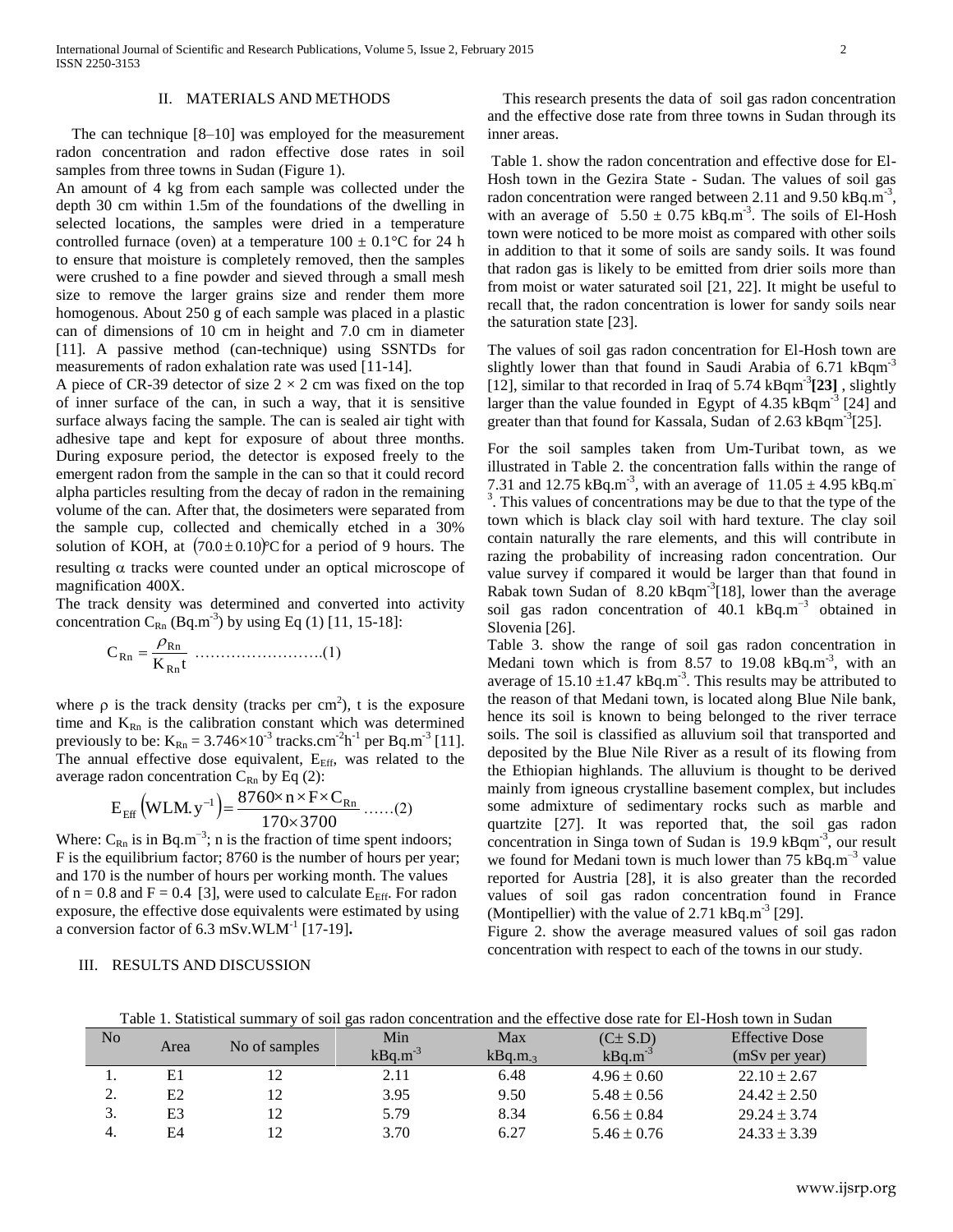## II. MATERIALS AND METHODS

The can technique [8–10] was employed for the measurement radon concentration and radon effective dose rates in soil samples from three towns in Sudan (Figure 1).

An amount of 4 kg from each sample was collected under the depth 30 cm within 1.5m of the foundations of the dwelling in selected locations, the samples were dried in a temperature controlled furnace (oven) at a temperature $100 \pm 0.1$°C for 24 h to ensure that moisture is completely removed, then the samples were crushed to a fine powder and sieved through a small mesh size to remove the larger grains size and render them more homogenous. About 250 g of each sample was placed in a plastic can of dimensions of 10 cm in height and 7.0 cm in diameter [11]. A passive method (can-technique) using SSNTDs for measurements of radon exhalation rate was used [11-14].

A piece of CR-39 detector of size $2 \times 2$ cm was fixed on the top of inner surface of the can, in such a way, that it is sensitive surface always facing the sample. The can is sealed air tight with adhesive tape and kept for exposure of about three months. During exposure period, the detector is exposed freely to the emergent radon from the sample in the can so that it could record alpha particles resulting from the decay of radon in the remaining volume of the can. After that, the dosimeters were separated from the sample cup, collected and chemically etched in a 30% solution of KOH, at $(70.0 \pm 0.10)$°C for a period of 9 hours. The resulting $\alpha$ tracks were counted under an optical microscope of magnification 400X.

The track density was determined and converted into activity concentration $C_{Rn}$ (Bq.m$^{-3}$) by using Eq (1) [11, 15-18]:

$$C_{Rn} = \frac{\rho_{Rn}}{K_{Rn} t} \quad \ldots\ldots\ldots\ldots\ldots\ldots\ldots\ldots(1)$$

where $\rho$ is the track density (tracks per cm$^2$), t is the exposure time and $K_{Rn}$ is the calibration constant which was determined previously to be: $K_{Rn} = 3.746\times10^{-3}$ tracks.cm$^{-2}$h$^{-1}$ per Bq.m$^{-3}$ [11]. The annual effective dose equivalent, $E_{Eff}$, was related to the average radon concentration $C_{Rn}$ by Eq (2):

$$E_{Eff}\left(WLM.y^{-1}\right) = \frac{8760 \times n \times F \times C_{Rn}}{170 \times 3700} \quad \ldots\ldots(2)$$

Where: $C_{Rn}$ is in Bq.m$^{-3}$; n is the fraction of time spent indoors; F is the equilibrium factor; 8760 is the number of hours per year; and 170 is the number of hours per working month. The values of n = 0.8 and F = 0.4 [3], were used to calculate $E_{Eff}$. For radon exposure, the effective dose equivalents were estimated by using a conversion factor of 6.3 mSv.WLM$^{-1}$ [17-19].

## III. RESULTS AND DISCUSSION

This research presents the data of soil gas radon concentration and the effective dose rate from three towns in Sudan through its inner areas.

Table 1. show the radon concentration and effective dose for El-Hosh town in the Gezira State - Sudan. The values of soil gas radon concentration were ranged between 2.11 and 9.50 kBq.m$^{-3}$, with an average of $5.50 \pm 0.75$ kBq.m$^{-3}$. The soils of El-Hosh town were noticed to be more moist as compared with other soils in addition to that it some of soils are sandy soils. It was found that radon gas is likely to be emitted from drier soils more than from moist or water saturated soil [21, 22]. It might be useful to recall that, the radon concentration is lower for sandy soils near the saturation state [23].

The values of soil gas radon concentration for El-Hosh town are slightly lower than that found in Saudi Arabia of 6.71 kBqm$^{-3}$ [12], similar to that recorded in Iraq of 5.74 kBqm$^{-3}$**[23]** , slightly larger than the value founded in Egypt of 4.35 kBqm$^{-3}$ [24] and greater than that found for Kassala, Sudan of 2.63 kBqm$^{-3}$[25].

For the soil samples taken from Um-Turibat town, as we illustrated in Table 2. the concentration falls within the range of 7.31 and 12.75 kBq.m$^{-3}$, with an average of $11.05 \pm 4.95$ kBq.m$^{-3}$. This values of concentrations may be due to that the type of the town which is black clay soil with hard texture. The clay soil contain naturally the rare elements, and this will contribute in razing the probability of increasing radon concentration. Our value survey if compared it would be larger than that found in Rabak town Sudan of 8.20 kBqm$^{-3}$[18], lower than the average soil gas radon concentration of 40.1 kBq.m$^{-3}$ obtained in Slovenia [26].

Table 3. show the range of soil gas radon concentration in Medani town which is from 8.57 to 19.08 kBq.m$^{-3}$, with an average of $15.10 \pm 1.47$ kBq.m$^{-3}$. This results may be attributed to the reason of that Medani town, is located along Blue Nile bank, hence its soil is known to being belonged to the river terrace soils. The soil is classified as alluvium soil that transported and deposited by the Blue Nile River as a result of its flowing from the Ethiopian highlands. The alluvium is thought to be derived mainly from igneous crystalline basement complex, but includes some admixture of sedimentary rocks such as marble and quartzite [27]. It was reported that, the soil gas radon concentration in Singa town of Sudan is 19.9 kBqm$^{-3}$, our result we found for Medani town is much lower than 75 kBq.m$^{-3}$ value reported for Austria [28], it is also greater than the recorded values of soil gas radon concentration found in France (Montipellier) with the value of 2.71 kBq.m$^{-3}$ [29].

Figure 2. show the average measured values of soil gas radon concentration with respect to each of the towns in our study.

Table 1. Statistical summary of soil gas radon concentration and the effective dose rate for El-Hosh town in Sudan

| No | Area | No of samples | Min kBq.m$^{-3}$ | Max kBq.m$_{-3}$ | (C± S.D) kBq.m$^{-3}$ | Effective Dose (mSv per year) |
|---|---|---|---|---|---|---|
| 1. | E1 | 12 | 2.11 | 6.48 | $4.96 \pm 0.60$ | $22.10 \pm 2.67$ |
| 2. | E2 | 12 | 3.95 | 9.50 | $5.48 \pm 0.56$ | $24.42 \pm 2.50$ |
| 3. | E3 | 12 | 5.79 | 8.34 | $6.56 \pm 0.84$ | $29.24 \pm 3.74$ |
| 4. | E4 | 12 | 3.70 | 6.27 | $5.46 \pm 0.76$ | $24.33 \pm 3.39$ |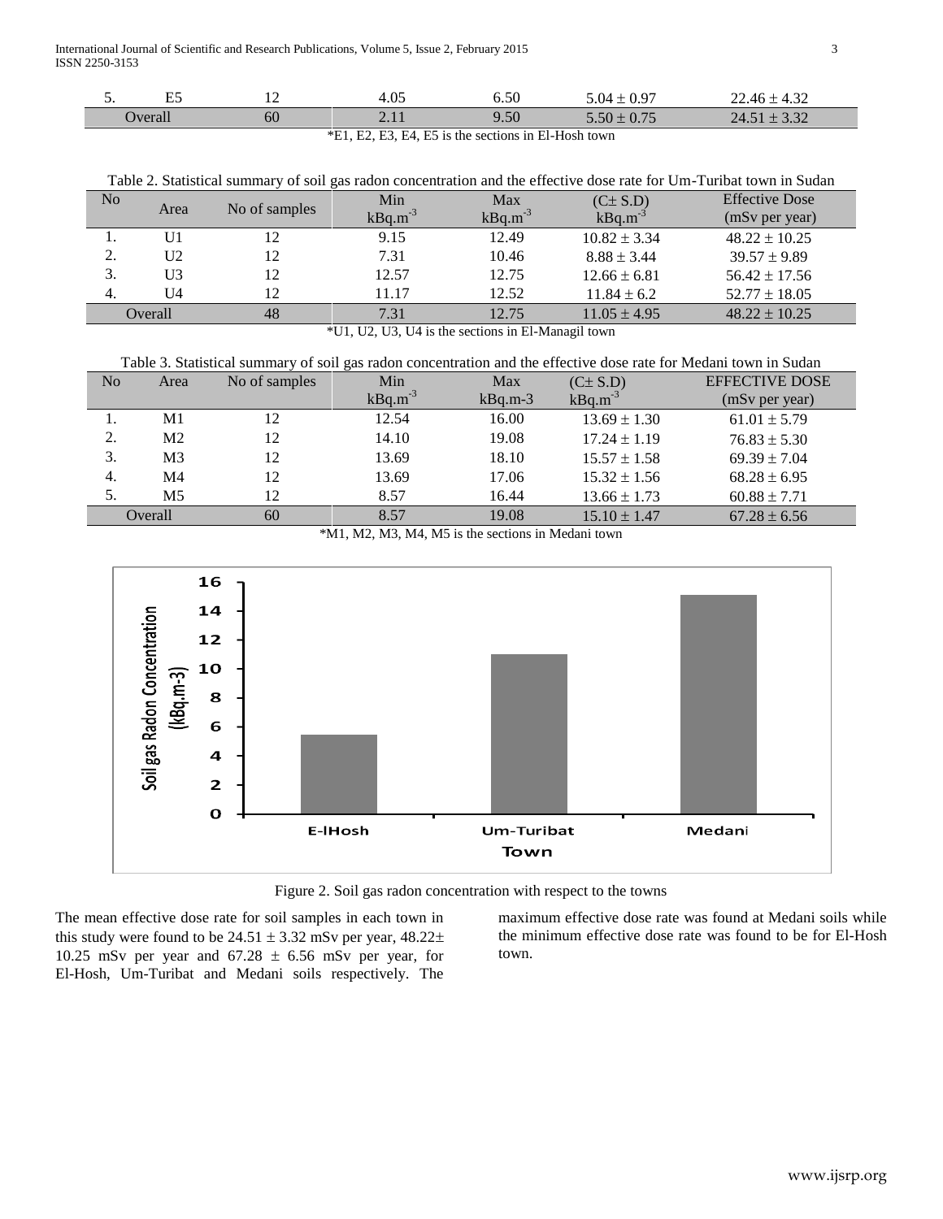| 5. | E5 | 12 | 4.05 | 6.50 | $5.04 \pm 0.97$ | $22.46 \pm 4.32$ |
|---|---|---|---|---|---|---|
| Overall | | 60 | 2.11 | 9.50 | $5.50 \pm 0.75$ | $24.51 \pm 3.32$ |

*E1, E2, E3, E4, E5 is the sections in El-Hosh town

Table 2. Statistical summary of soil gas radon concentration and the effective dose rate for Um-Turibat town in Sudan

| No | Area | No of samples | Min $kBq.m^{-3}$ | Max $kBq.m^{-3}$ | (C± S.D) $kBq.m^{-3}$ | Effective Dose (mSv per year) |
|---|---|---|---|---|---|---|
| 1. | U1 | 12 | 9.15 | 12.49 | $10.82 \pm 3.34$ | $48.22 \pm 10.25$ |
| 2. | U2 | 12 | 7.31 | 10.46 | $8.88 \pm 3.44$ | $39.57 \pm 9.89$ |
| 3. | U3 | 12 | 12.57 | 12.75 | $12.66 \pm 6.81$ | $56.42 \pm 17.56$ |
| 4. | U4 | 12 | 11.17 | 12.52 | $11.84 \pm 6.2$ | $52.77 \pm 18.05$ |
| Overall | | 48 | 7.31 | 12.75 | $11.05 \pm 4.95$ | $48.22 \pm 10.25$ |

*U1, U2, U3, U4 is the sections in El-Managil town

Table 3. Statistical summary of soil gas radon concentration and the effective dose rate for Medani town in Sudan

| No | Area | No of samples | Min $kBq.m^{-3}$ | Max kBq.m-3 | (C± S.D) $kBq.m^{-3}$ | EFFECTIVE DOSE (mSv per year) |
|---|---|---|---|---|---|---|
| 1. | M1 | 12 | 12.54 | 16.00 | $13.69 \pm 1.30$ | $61.01 \pm 5.79$ |
| 2. | M2 | 12 | 14.10 | 19.08 | $17.24 \pm 1.19$ | $76.83 \pm 5.30$ |
| 3. | M3 | 12 | 13.69 | 18.10 | $15.57 \pm 1.58$ | $69.39 \pm 7.04$ |
| 4. | M4 | 12 | 13.69 | 17.06 | $15.32 \pm 1.56$ | $68.28 \pm 6.95$ |
| 5. | M5 | 12 | 8.57 | 16.44 | $13.66 \pm 1.73$ | $60.88 \pm 7.71$ |
| Overall | | 60 | 8.57 | 19.08 | $15.10 \pm 1.47$ | $67.28 \pm 6.56$ |

*M1, M2, M3, M4, M5 is the sections in Medani town

Figure 2. Soil gas radon concentration with respect to the towns

The mean effective dose rate for soil samples in each town in this study were found to be $24.51 \pm 3.32$ mSv per year, $48.22 \pm 10.25$ mSv per year and $67.28 \pm 6.56$ mSv per year, for El-Hosh, Um-Turibat and Medani soils respectively. The maximum effective dose rate was found at Medani soils while the minimum effective dose rate was found to be for El-Hosh town.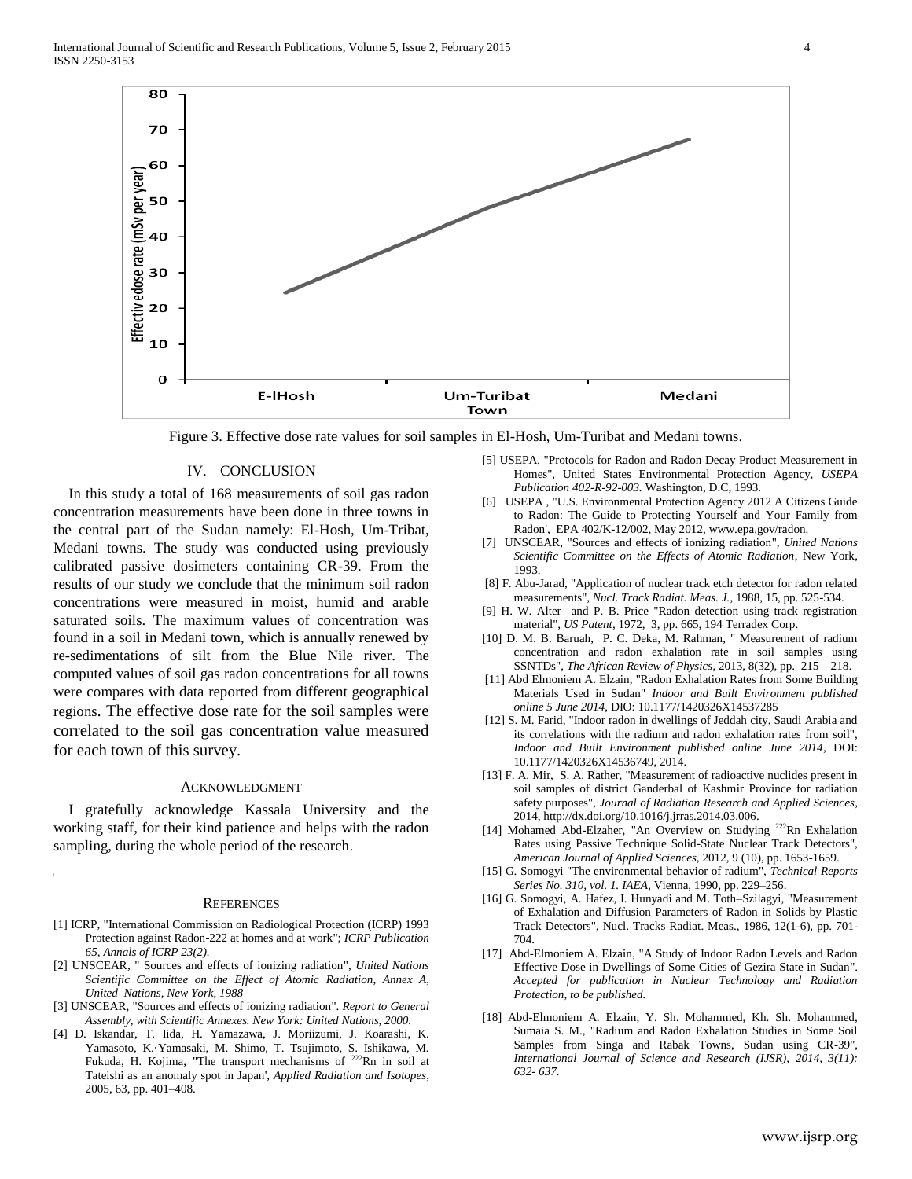Figure 3. Effective dose rate values for soil samples in El-Hosh, Um-Turibat and Medani towns.

## IV. CONCLUSION

In this study a total of 168 measurements of soil gas radon concentration measurements have been done in three towns in the central part of the Sudan namely: El-Hosh, Um-Tribat, Medani towns. The study was conducted using previously calibrated passive dosimeters containing CR-39. From the results of our study we conclude that the minimum soil radon concentrations were measured in moist, humid and arable saturated soils. The maximum values of concentration was found in a soil in Medani town, which is annually renewed by re-sedimentations of silt from the Blue Nile river. The computed values of soil gas radon concentrations for all towns were compares with data reported from different geographical regions. The effective dose rate for the soil samples were correlated to the soil gas concentration value measured for each town of this survey.

## ACKNOWLEDGMENT

I gratefully acknowledge Kassala University and the working staff, for their kind patience and helps with the radon sampling, during the whole period of the research.

## REFERENCES

[1] ICRP, "International Commission on Radiological Protection (ICRP) 1993 Protection against Radon-222 at homes and at work"; *ICRP Publication 65, Annals of ICRP 23(2).*

[2] UNSCEAR, " Sources and effects of ionizing radiation", *United Nations Scientific Committee on the Effect of Atomic Radiation, Annex A, United Nations, New York, 1988*

[3] UNSCEAR, "Sources and effects of ionizing radiation". *Report to General Assembly, with Scientific Annexes. New York: United Nations, 2000.*

[4] D. Iskandar, T. Iida, H. Yamazawa, J. Moriizumi, J. Koarashi, K. Yamasoto, K.·Yamasaki, M. Shimo, T. Tsujimoto, S. Ishikawa, M. Fukuda, H. Kojima, "The transport mechanisms of $^{222}$Rn in soil at Tateishi as an anomaly spot in Japan', *Applied Radiation and Isotopes*, 2005, 63, pp. 401–408.

[5] USEPA, "Protocols for Radon and Radon Decay Product Measurement in Homes", United States Environmental Protection Agency, *USEPA Publication 402-R-92-003.* Washington, D.C, 1993.

[6] USEPA , "U.S. Environmental Protection Agency 2012 A Citizens Guide to Radon: The Guide to Protecting Yourself and Your Family from Radon', EPA 402/K-12/002, May 2012, www.epa.gov/radon.

[7] UNSCEAR, "Sources and effects of ionizing radiation", *United Nations Scientific Committee on the Effects of Atomic Radiation*, New York, 1993.

[8] F. Abu-Jarad, "Application of nuclear track etch detector for radon related measurements", *Nucl. Track Radiat. Meas. J.*, 1988, 15, pp. 525-534.

[9] H. W. Alter and P. B. Price "Radon detection using track registration material", *US Patent*, 1972, 3, pp. 665, 194 Terradex Corp.

[10] D. M. B. Baruah, P. C. Deka, M. Rahman, " Measurement of radium concentration and radon exhalation rate in soil samples using SSNTDs", *The African Review of Physics*, 2013, 8(32), pp. 215 – 218.

[11] Abd Elmoniem A. Elzain, "Radon Exhalation Rates from Some Building Materials Used in Sudan" *Indoor and Built Environment published online 5 June 2014*, DIO: 10.1177/1420326X14537285

[12] S. M. Farid, "Indoor radon in dwellings of Jeddah city, Saudi Arabia and its correlations with the radium and radon exhalation rates from soil", *Indoor and Built Environment published online June 2014*, DOI: 10.1177/1420326X14536749, 2014.

[13] F. A. Mir, S. A. Rather, "Measurement of radioactive nuclides present in soil samples of district Ganderbal of Kashmir Province for radiation safety purposes", *Journal of Radiation Research and Applied Sciences*, 2014, http://dx.doi.org/10.1016/j.jrras.2014.03.006.

[14] Mohamed Abd-Elzaher, "An Overview on Studying $^{222}$Rn Exhalation Rates using Passive Technique Solid-State Nuclear Track Detectors", *American Journal of Applied Sciences*, 2012, 9 (10), pp. 1653-1659.

[15] G. Somogyi "The environmental behavior of radium", *Technical Reports Series No. 310, vol. 1. IAEA*, Vienna, 1990, pp. 229–256.

[16] G. Somogyi, A. Hafez, I. Hunyadi and M. Toth–Szilagyi, "Measurement of Exhalation and Diffusion Parameters of Radon in Solids by Plastic Track Detectors", Nucl. Tracks Radiat. Meas., 1986, 12(1-6), pp. 701-704.

[17] Abd-Elmoniem A. Elzain, "A Study of Indoor Radon Levels and Radon Effective Dose in Dwellings of Some Cities of Gezira State in Sudan". *Accepted for publication in Nuclear Technology and Radiation Protection, to be published.*

[18] Abd-Elmoniem A. Elzain, Y. Sh. Mohammed, Kh. Sh. Mohammed, Sumaia S. M., "Radium and Radon Exhalation Studies in Some Soil Samples from Singa and Rabak Towns, Sudan using CR-39", *International Journal of Science and Research (IJSR), 2014, 3(11): 632- 637.*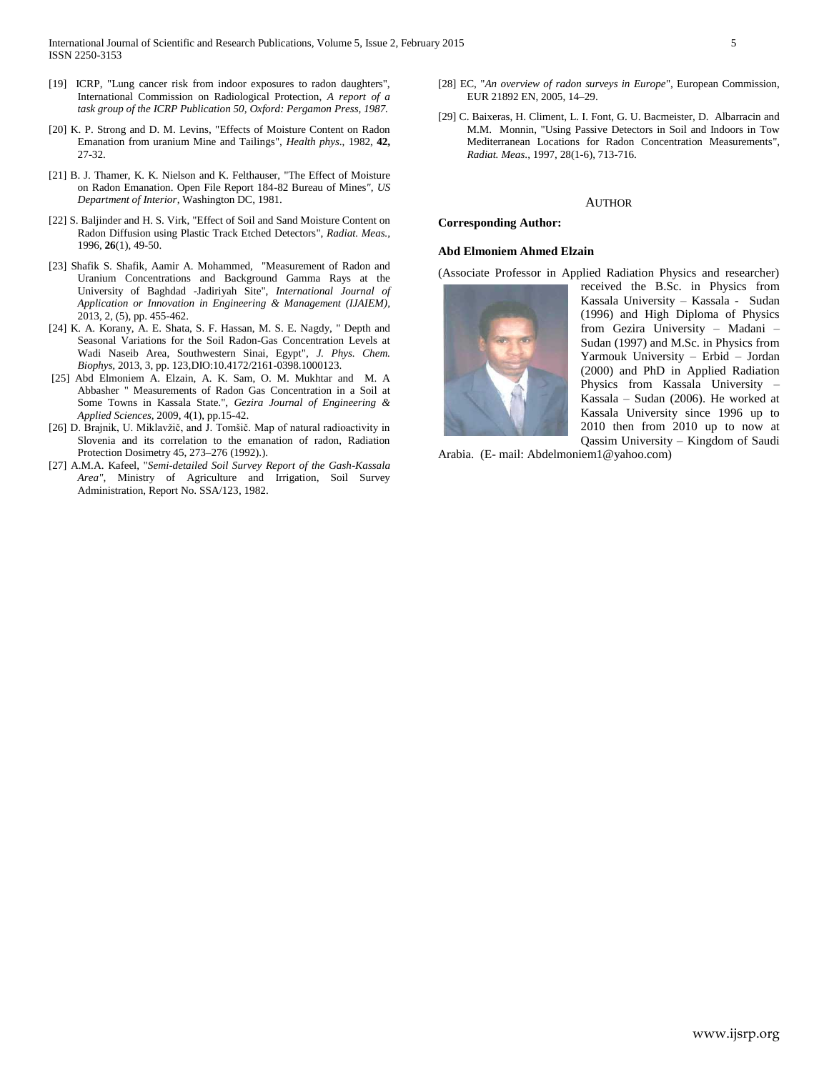[19] ICRP, "Lung cancer risk from indoor exposures to radon daughters", International Commission on Radiological Protection, *A report of a task group of the ICRP Publication 50, Oxford: Pergamon Press, 1987*.

[20] K. P. Strong and D. M. Levins, "Effects of Moisture Content on Radon Emanation from uranium Mine and Tailings", *Health phys*., 1982, **42,** 27-32.

[21] B. J. Thamer, K. K. Nielson and K. Felthauser, "The Effect of Moisture on Radon Emanation. Open File Report 184-82 Bureau of Mines", *US Department of Interior*, Washington DC, 1981.

[22] S. Baljinder and H. S. Virk, "Effect of Soil and Sand Moisture Content on Radon Diffusion using Plastic Track Etched Detectors", *Radiat. Meas.*, 1996, **26**(1), 49-50.

[23] Shafik S. Shafik, Aamir A. Mohammed, "Measurement of Radon and Uranium Concentrations and Background Gamma Rays at the University of Baghdad -Jadiriyah Site", *International Journal of Application or Innovation in Engineering & Management (IJAIEM)*, 2013, 2, (5), pp. 455-462.

[24] K. A. Korany, A. E. Shata, S. F. Hassan, M. S. E. Nagdy, " Depth and Seasonal Variations for the Soil Radon-Gas Concentration Levels at Wadi Naseib Area, Southwestern Sinai, Egypt", *J. Phys. Chem. Biophys*, 2013, 3, pp. 123,DIO:10.4172/2161-0398.1000123.

[25] Abd Elmoniem A. Elzain, A. K. Sam, O. M. Mukhtar and M. A Abbasher " Measurements of Radon Gas Concentration in a Soil at Some Towns in Kassala State.", *Gezira Journal of Engineering & Applied Sciences*, 2009, 4(1), pp.15-42.

[26] D. Brajnik, U. Miklavžič, and J. Tomšič. Map of natural radioactivity in Slovenia and its correlation to the emanation of radon, Radiation Protection Dosimetry 45, 273–276 (1992).).

[27] A.M.A. Kafeel, "*Semi-detailed Soil Survey Report of the Gash-Kassala Area"*, Ministry of Agriculture and Irrigation, Soil Survey Administration, Report No. SSA/123, 1982.

[28] EC, "*An overview of radon surveys in Europe*", European Commission, EUR 21892 EN, 2005, 14–29.

[29] C. Baixeras, H. Climent, L. I. Font, G. U. Bacmeister, D. Albarracin and M.M. Monnin, "Using Passive Detectors in Soil and Indoors in Tow Mediterranean Locations for Radon Concentration Measurements", *Radiat. Meas*., 1997, 28(1-6), 713-716.

## AUTHOR

**Corresponding Author:**

**Abd Elmoniem Ahmed Elzain**

(Associate Professor in Applied Radiation Physics and researcher) received the B.Sc. in Physics from Kassala University – Kassala - Sudan (1996) and High Diploma of Physics from Gezira University – Madani – Sudan (1997) and M.Sc. in Physics from Yarmouk University – Erbid – Jordan (2000) and PhD in Applied Radiation Physics from Kassala University – Kassala – Sudan (2006). He worked at Kassala University since 1996 up to 2010 then from 2010 up to now at Qassim University – Kingdom of Saudi Arabia. (E- mail: Abdelmoniem1@yahoo.com)